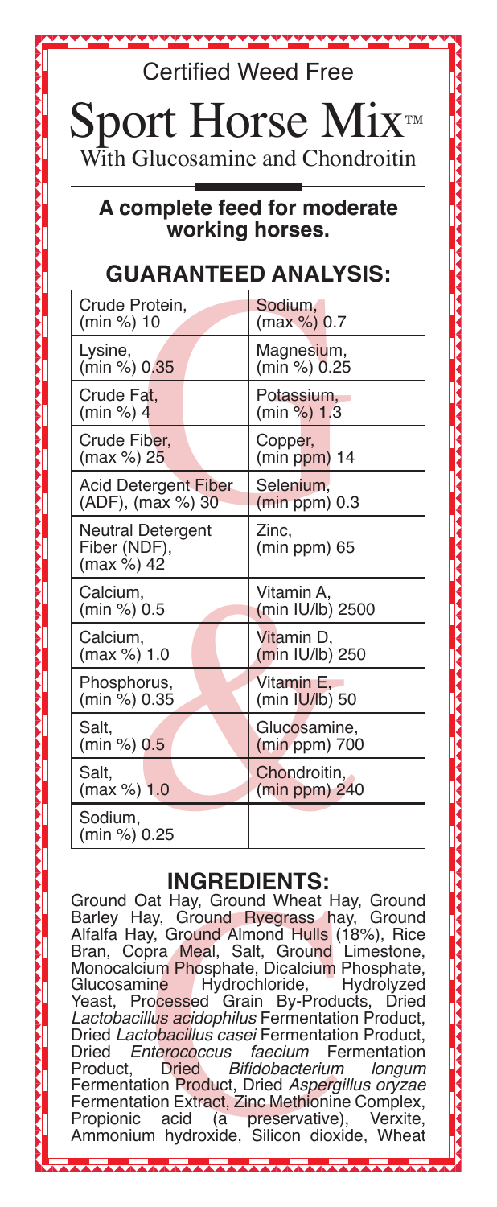Certified Weed Free

# Sport Horse Mix™

With Glucosamine and Chondroitin

**A complete feed for moderate working horses.**

## GUARANTEED ANALYSIS:

| | |
|---|---|
| Crude Protein, (min %) 10 | Sodium, (max %) 0.7 |
| Lysine, (min %) 0.35 | Magnesium, (min %) 0.25 |
| Crude Fat, (min %) 4 | Potassium, (min %) 1.3 |
| Crude Fiber, (max %) 25 | Copper, (min ppm) 14 |
| Acid Detergent Fiber (ADF), (max %) 30 | Selenium, (min ppm) 0.3 |
| Neutral Detergent Fiber (NDF), (max %) 42 | Zinc, (min ppm) 65 |
| Calcium, (min %) 0.5 | Vitamin A, (min IU/lb) 2500 |
| Calcium, (max %) 1.0 | Vitamin D, (min IU/lb) 250 |
| Phosphorus, (min %) 0.35 | Vitamin E, (min IU/lb) 50 |
| Salt, (min %) 0.5 | Glucosamine, (min ppm) 700 |
| Salt, (max %) 1.0 | Chondroitin, (min ppm) 240 |
| Sodium, (min %) 0.25 | |

## INGREDIENTS:

Ground Oat Hay, Ground Wheat Hay, Ground Barley Hay, Ground Ryegrass hay, Ground Alfalfa Hay, Ground Almond Hulls (18%), Rice Bran, Copra Meal, Salt, Ground Limestone, Monocalcium Phosphate, Dicalcium Phosphate, Glucosamine Hydrochloride, Hydrolyzed Yeast, Processed Grain By-Products, Dried *Lactobacillus acidophilus* Fermentation Product, Dried *Lactobacillus casei* Fermentation Product, Dried *Enterococcus faecium* Fermentation Product, Dried *Bifidobacterium longum* Fermentation Product, Dried *Aspergillus oryzae* Fermentation Extract, Zinc Methionine Complex, Propionic acid (a preservative), Verxite, Ammonium hydroxide, Silicon dioxide, Wheat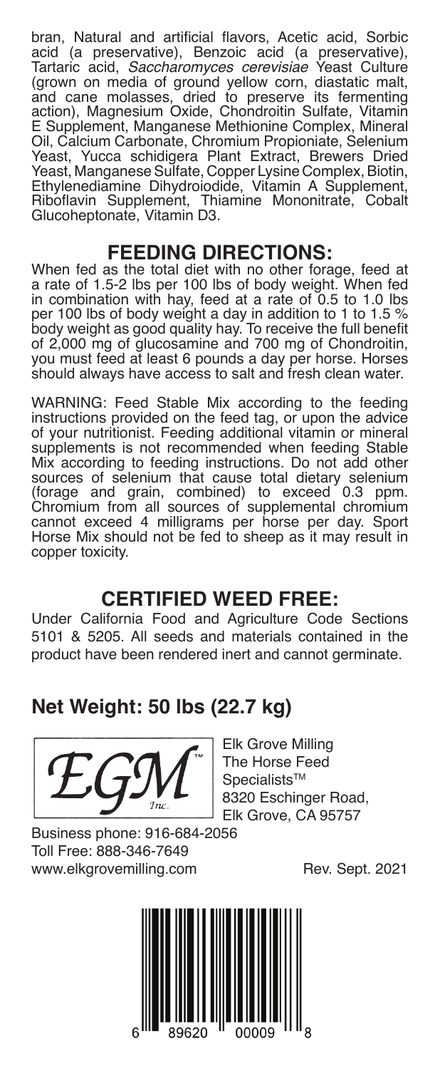bran, Natural and artificial flavors, Acetic acid, Sorbic acid (a preservative), Benzoic acid (a preservative), Tartaric acid, *Saccharomyces cerevisiae* Yeast Culture (grown on media of ground yellow corn, diastatic malt, and cane molasses, dried to preserve its fermenting action), Magnesium Oxide, Chondroitin Sulfate, Vitamin E Supplement, Manganese Methionine Complex, Mineral Oil, Calcium Carbonate, Chromium Propioniate, Selenium Yeast, Yucca schidigera Plant Extract, Brewers Dried Yeast, Manganese Sulfate, Copper Lysine Complex, Biotin, Ethylenediamine Dihydroiodide, Vitamin A Supplement, Riboflavin Supplement, Thiamine Mononitrate, Cobalt Glucoheptonate, Vitamin D3.

## FEEDING DIRECTIONS:

When fed as the total diet with no other forage, feed at a rate of 1.5-2 lbs per 100 lbs of body weight. When fed in combination with hay, feed at a rate of 0.5 to 1.0 lbs per 100 lbs of body weight a day in addition to 1 to 1.5 % body weight as good quality hay. To receive the full benefit of 2,000 mg of glucosamine and 700 mg of Chondroitin, you must feed at least 6 pounds a day per horse. Horses should always have access to salt and fresh clean water.

WARNING: Feed Stable Mix according to the feeding instructions provided on the feed tag, or upon the advice of your nutritionist. Feeding additional vitamin or mineral supplements is not recommended when feeding Stable Mix according to feeding instructions. Do not add other sources of selenium that cause total dietary selenium (forage and grain, combined) to exceed 0.3 ppm. Chromium from all sources of supplemental chromium cannot exceed 4 milligrams per horse per day. Sport Horse Mix should not be fed to sheep as it may result in copper toxicity.

## CERTIFIED WEED FREE:

Under California Food and Agriculture Code Sections 5101 & 5205. All seeds and materials contained in the product have been rendered inert and cannot germinate.

## Net Weight: 50 lbs (22.7 kg)

EGM™ Inc.

Elk Grove Milling
The Horse Feed Specialists™
8320 Eschinger Road,
Elk Grove, CA 95757

Business phone: 916-684-2056
Toll Free: 888-346-7649
www.elkgrovemilling.com

Rev. Sept. 2021

6 89620 00009 8